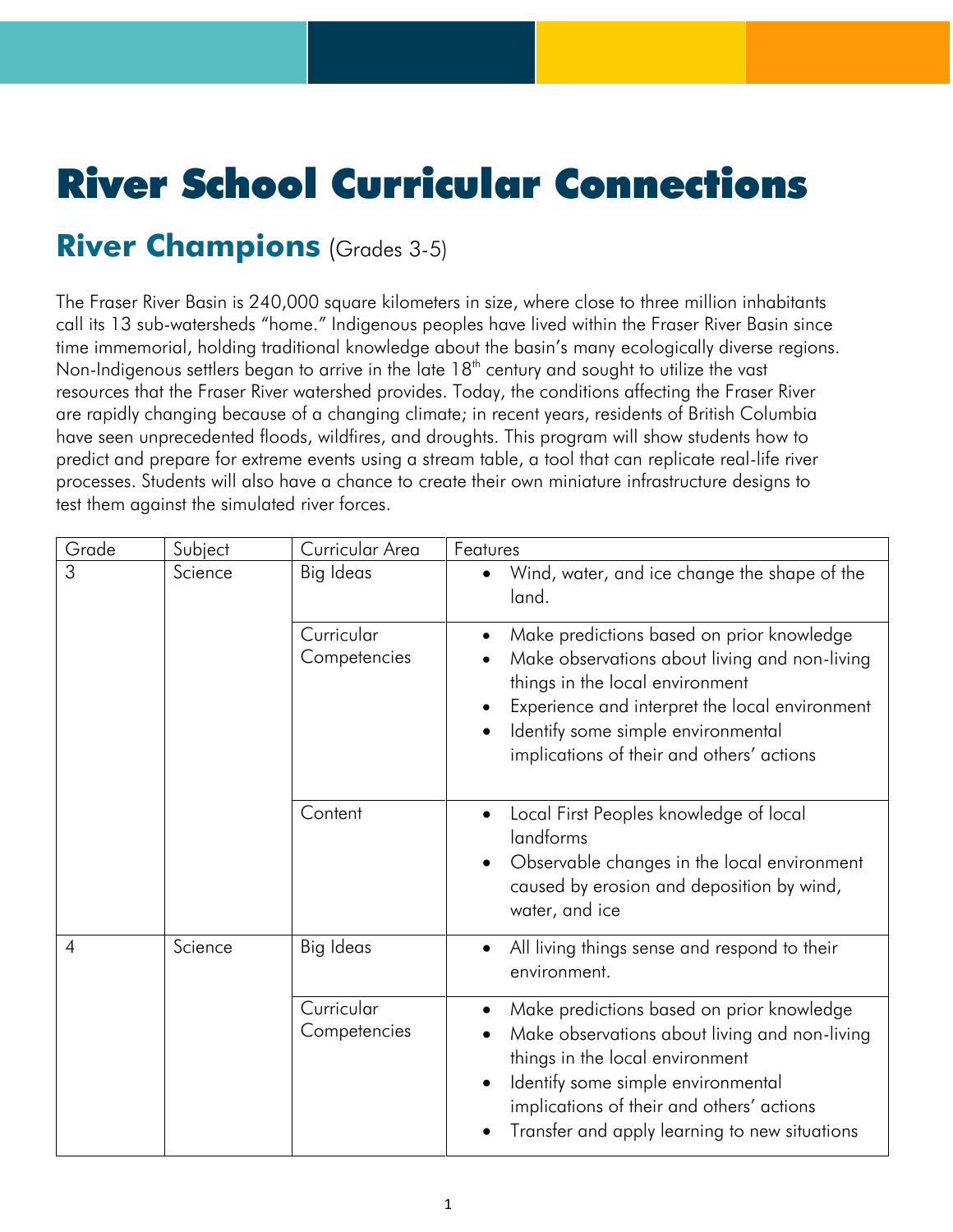# River School Curricular Connections

## River Champions (Grades 3-5)

The Fraser River Basin is 240,000 square kilometers in size, where close to three million inhabitants call its 13 sub-watersheds "home." Indigenous peoples have lived within the Fraser River Basin since time immemorial, holding traditional knowledge about the basin's many ecologically diverse regions. Non-Indigenous settlers began to arrive in the late 18th century and sought to utilize the vast resources that the Fraser River watershed provides. Today, the conditions affecting the Fraser River are rapidly changing because of a changing climate; in recent years, residents of British Columbia have seen unprecedented floods, wildfires, and droughts. This program will show students how to predict and prepare for extreme events using a stream table, a tool that can replicate real-life river processes. Students will also have a chance to create their own miniature infrastructure designs to test them against the simulated river forces.

| Grade | Subject | Curricular Area | Features |
|---|---|---|---|
| 3 | Science | Big Ideas | • Wind, water, and ice change the shape of the land. |
| | | Curricular Competencies | • Make predictions based on prior knowledge<br>• Make observations about living and non-living things in the local environment<br>• Experience and interpret the local environment<br>• Identify some simple environmental implications of their and others' actions |
| | | Content | • Local First Peoples knowledge of local landforms<br>• Observable changes in the local environment caused by erosion and deposition by wind, water, and ice |
| 4 | Science | Big Ideas | • All living things sense and respond to their environment. |
| | | Curricular Competencies | • Make predictions based on prior knowledge<br>• Make observations about living and non-living things in the local environment<br>• Identify some simple environmental implications of their and others' actions<br>• Transfer and apply learning to new situations |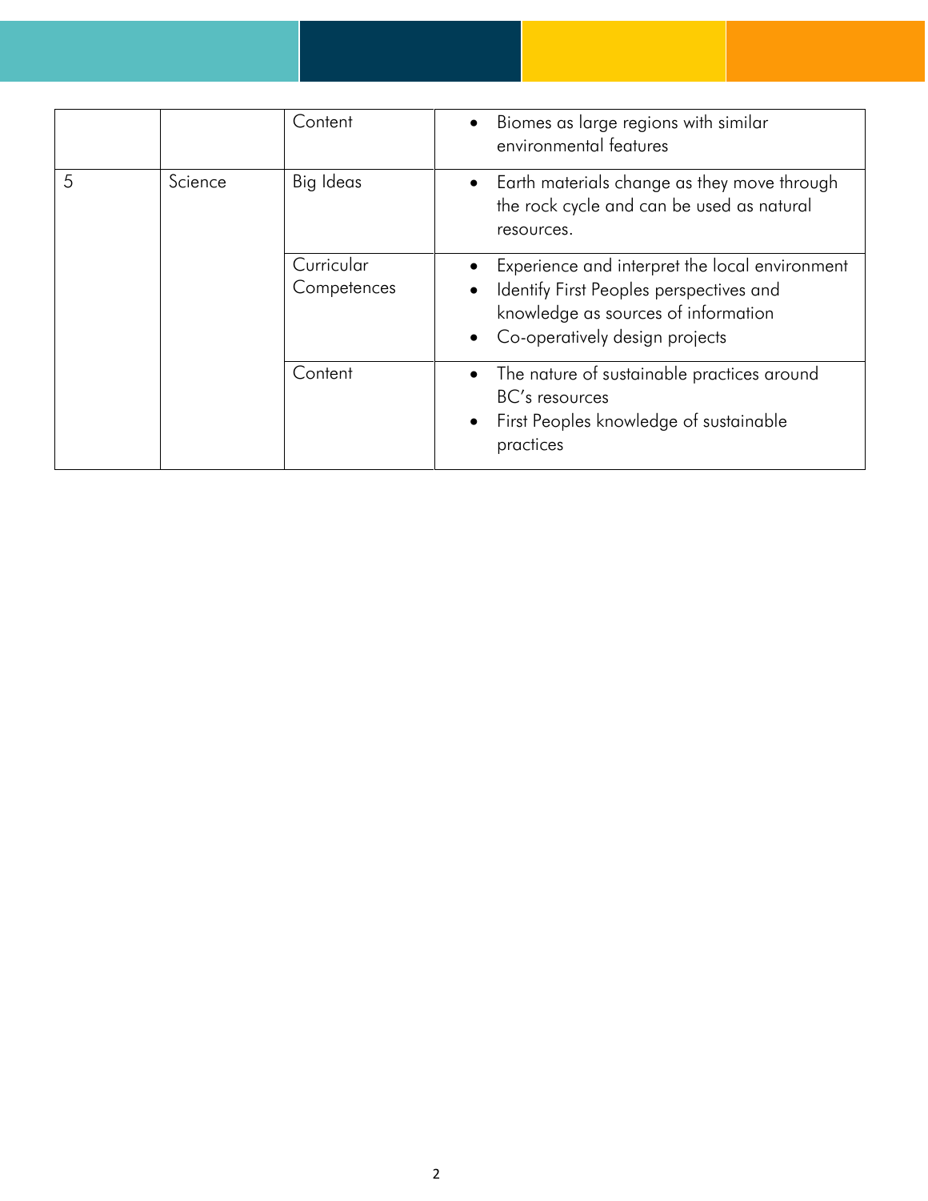| | | | |
|---|---|---|---|
| | | Content | • Biomes as large regions with similar environmental features |
| 5 | Science | Big Ideas | • Earth materials change as they move through the rock cycle and can be used as natural resources. |
| | | Curricular Competences | • Experience and interpret the local environment<br>• Identify First Peoples perspectives and knowledge as sources of information<br>• Co-operatively design projects |
| | | Content | • The nature of sustainable practices around BC's resources<br>• First Peoples knowledge of sustainable practices |